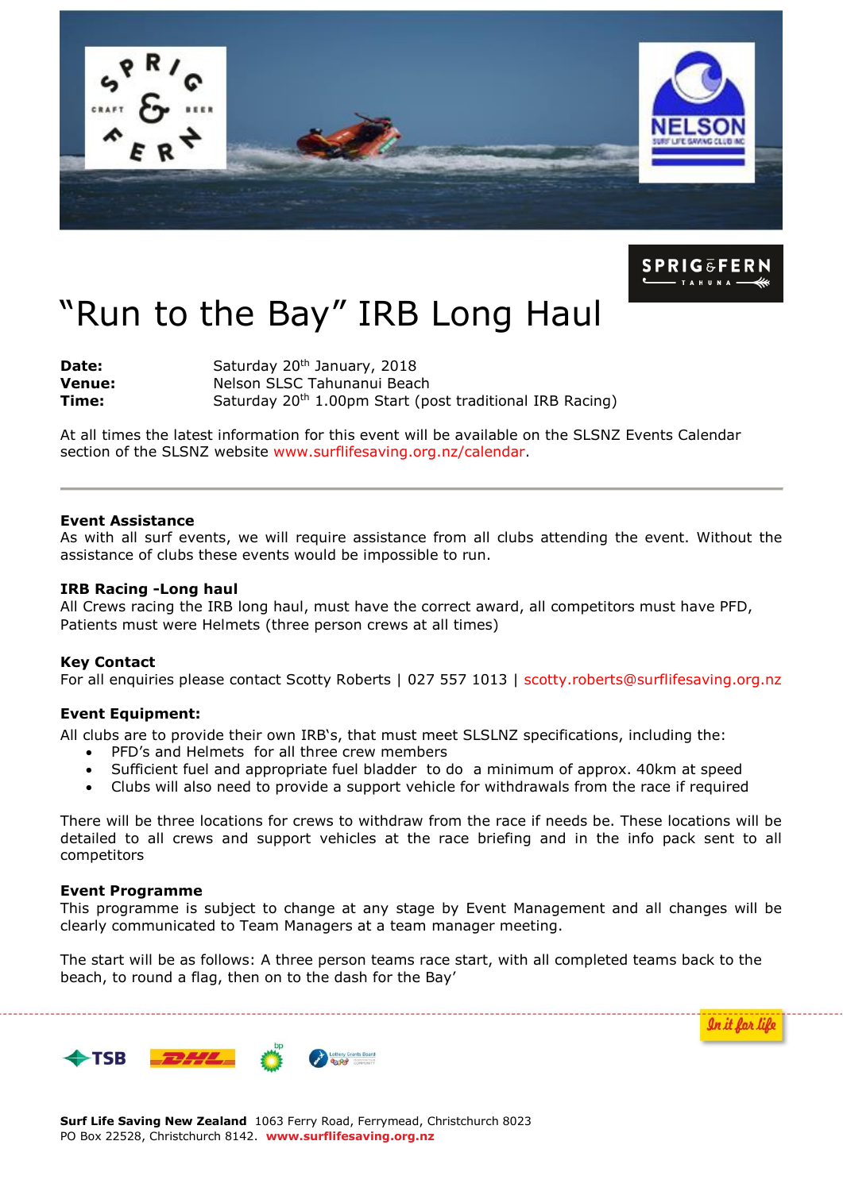# “Run to the Bay” IRB Long Haul

**Date:** Saturday 20th January, 2018
**Venue:** Nelson SLSC Tahunanui Beach
**Time:** Saturday 20th 1.00pm Start (post traditional IRB Racing)

At all times the latest information for this event will be available on the SLSNZ Events Calendar section of the SLSNZ website www.surflifesaving.org.nz/calendar.

---

**Event Assistance**
As with all surf events, we will require assistance from all clubs attending the event. Without the assistance of clubs these events would be impossible to run.

**IRB Racing -Long haul**
All Crews racing the IRB long haul, must have the correct award, all competitors must have PFD, Patients must were Helmets (three person crews at all times)

**Key Contact**
For all enquiries please contact Scotty Roberts | 027 557 1013 | scotty.roberts@surflifesaving.org.nz

**Event Equipment:**
All clubs are to provide their own IRB's, that must meet SLSLNZ specifications, including the:

- PFD's and Helmets for all three crew members
- Sufficient fuel and appropriate fuel bladder to do a minimum of approx. 40km at speed
- Clubs will also need to provide a support vehicle for withdrawals from the race if required

There will be three locations for crews to withdraw from the race if needs be. These locations will be detailed to all crews and support vehicles at the race briefing and in the info pack sent to all competitors

**Event Programme**
This programme is subject to change at any stage by Event Management and all changes will be clearly communicated to Team Managers at a team manager meeting.

The start will be as follows: A three person teams race start, with all completed teams back to the beach, to round a flag, then on to the dash for the Bay'

**Surf Life Saving New Zealand** 1063 Ferry Road, Ferrymead, Christchurch 8023
PO Box 22528, Christchurch 8142. **www.surflifesaving.org.nz**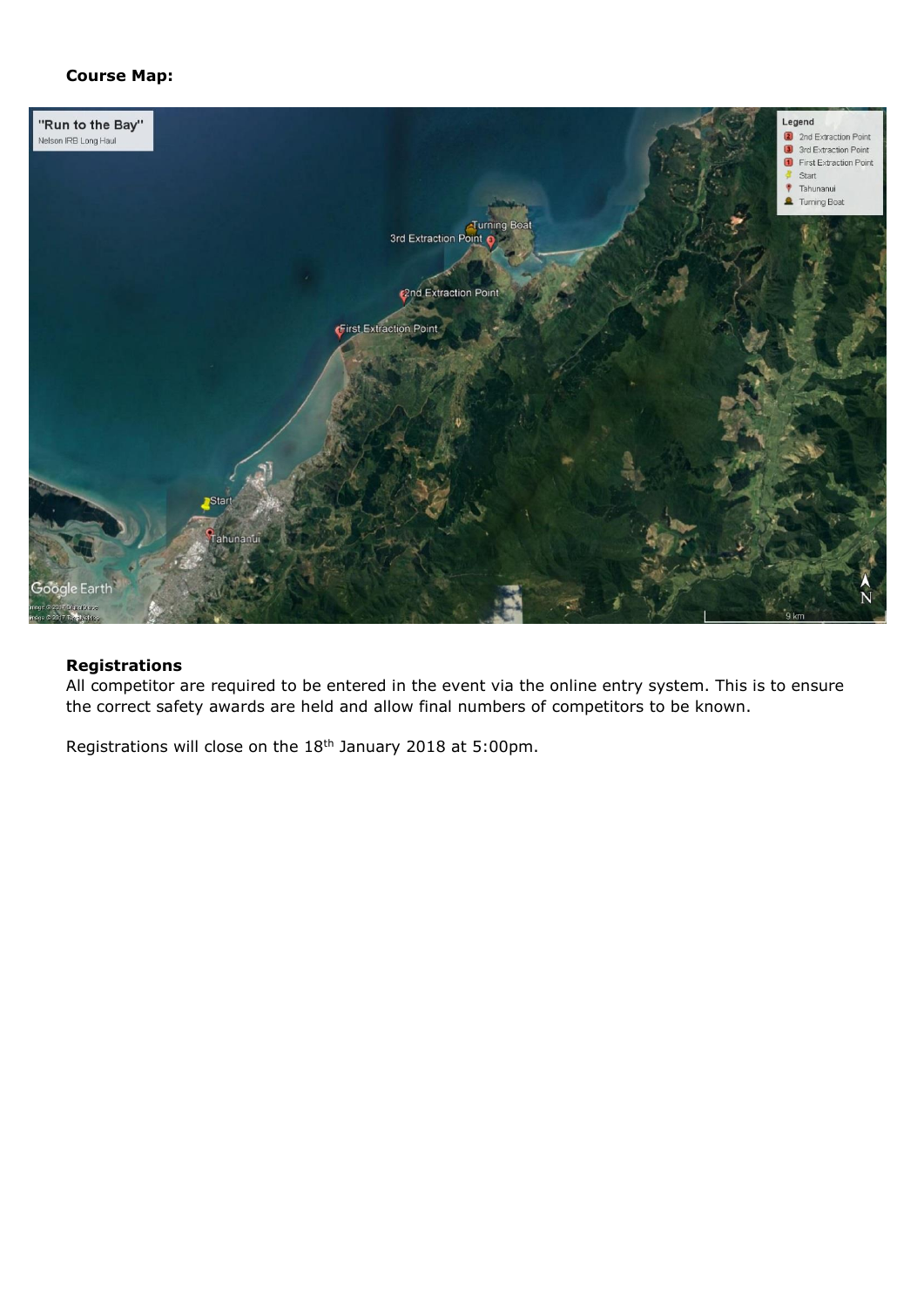**Course Map:**

"Run to the Bay"

Nelson IRB Long Haul

Legend

2nd Extraction Point

3rd Extraction Point

First Extraction Point

Start

Tahunanui

Turning Boat

Turning Boat

3rd Extraction Point

2nd Extraction Point

First Extraction Point

Start

Tahunanui

Google Earth

9 km

N

**Registrations**

All competitor are required to be entered in the event via the online entry system. This is to ensure the correct safety awards are held and allow final numbers of competitors to be known.

Registrations will close on the 18th January 2018 at 5:00pm.